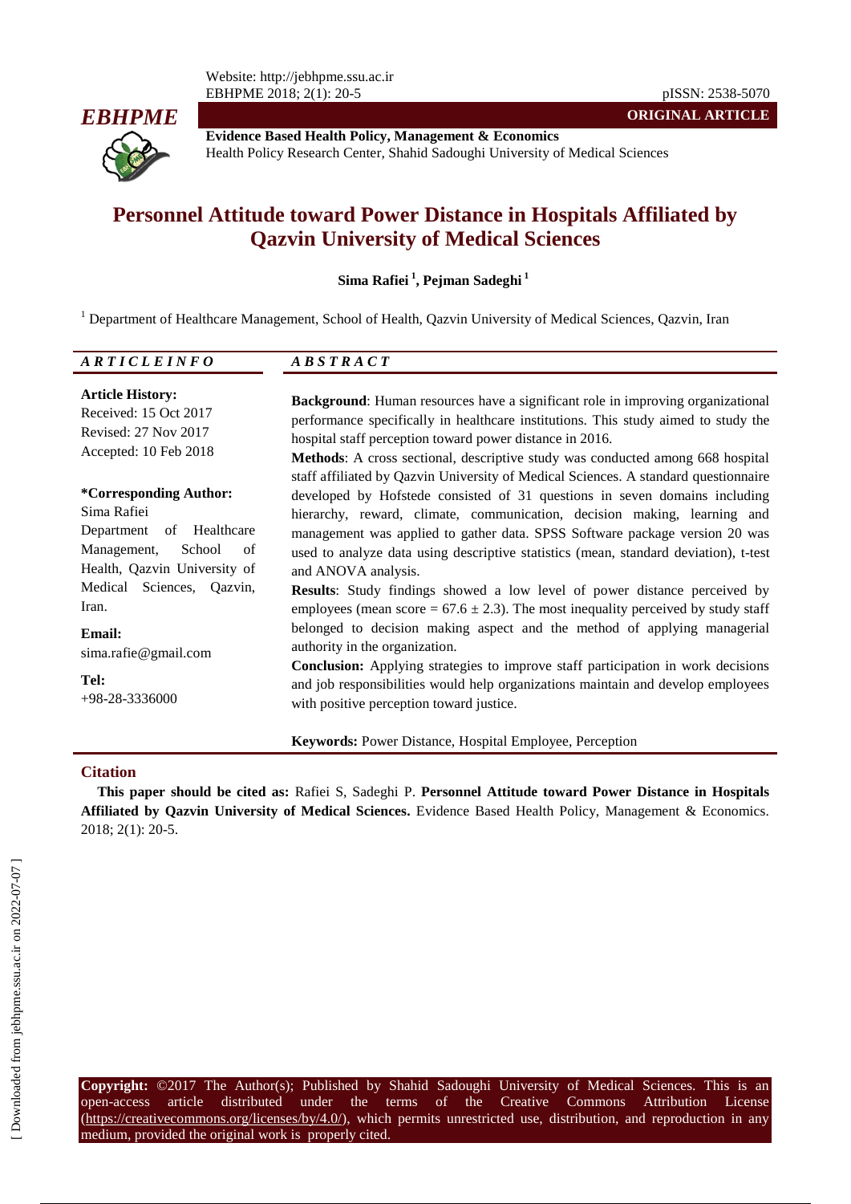# Personnel Attitude toward Power Distance in Hospitals Affiliated by Qazvin University of Medical Sciences

**Sima Rafiei [1], Pejman Sadeghi [1]**

[1] Department of Healthcare Management, School of Health, Qazvin University of Medical Sciences, Qazvin, Iran

## ARTICLE INFO

**Article History:**
Received: 15 Oct 2017
Revised: 27 Nov 2017
Accepted: 10 Feb 2018

**\*Corresponding Author:**
Sima Rafiei
Department of Healthcare Management, School of Health, Qazvin University of Medical Sciences, Qazvin, Iran.

**Email:**
sima.rafie@gmail.com

**Tel:**
+98-28-3336000

## ABSTRACT

**Background**: Human resources have a significant role in improving organizational performance specifically in healthcare institutions. This study aimed to study the hospital staff perception toward power distance in 2016.

**Methods**: A cross sectional, descriptive study was conducted among 668 hospital staff affiliated by Qazvin University of Medical Sciences. A standard questionnaire developed by Hofstede consisted of 31 questions in seven domains including hierarchy, reward, climate, communication, decision making, learning and management was applied to gather data. SPSS Software package version 20 was used to analyze data using descriptive statistics (mean, standard deviation), t-test and ANOVA analysis.

**Results**: Study findings showed a low level of power distance perceived by employees (mean score = $67.6 \pm 2.3$). The most inequality perceived by study staff belonged to decision making aspect and the method of applying managerial authority in the organization.

**Conclusion:** Applying strategies to improve staff participation in work decisions and job responsibilities would help organizations maintain and develop employees with positive perception toward justice.

**Keywords:** Power Distance, Hospital Employee, Perception

## Citation

**This paper should be cited as:** Rafiei S, Sadeghi P. **Personnel Attitude toward Power Distance in Hospitals Affiliated by Qazvin University of Medical Sciences.** Evidence Based Health Policy, Management & Economics. 2018; 2(1): 20-5.

**Copyright:** ©2017 The Author(s); Published by Shahid Sadoughi University of Medical Sciences. This is an open-access article distributed under the terms of the Creative Commons Attribution License (https://creativecommons.org/licenses/by/4.0/), which permits unrestricted use, distribution, and reproduction in any medium, provided the original work is properly cited.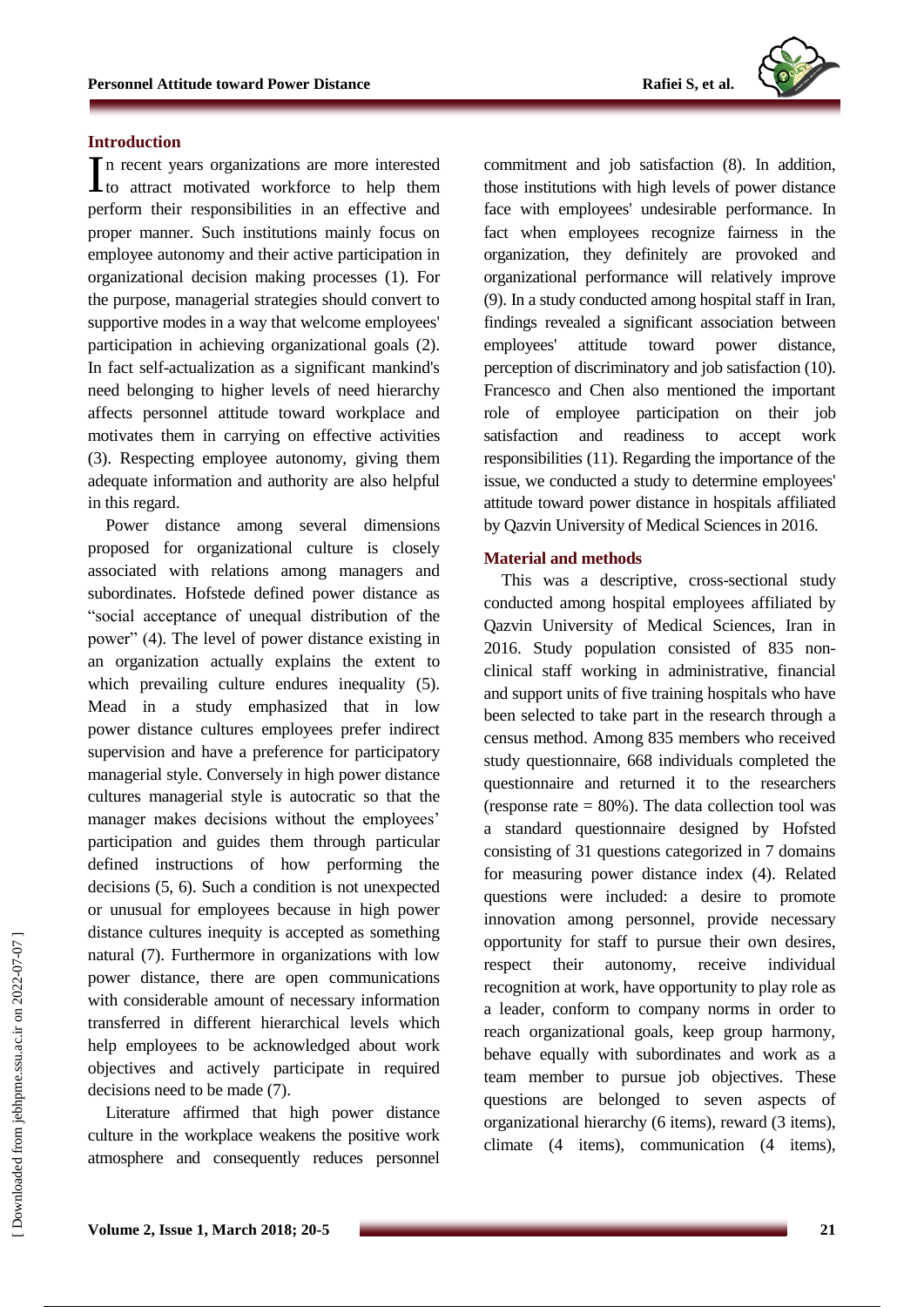## Introduction

In recent years organizations are more interested to attract motivated workforce to help them perform their responsibilities in an effective and proper manner. Such institutions mainly focus on employee autonomy and their active participation in organizational decision making processes (1). For the purpose, managerial strategies should convert to supportive modes in a way that welcome employees' participation in achieving organizational goals (2). In fact self-actualization as a significant mankind's need belonging to higher levels of need hierarchy affects personnel attitude toward workplace and motivates them in carrying on effective activities (3). Respecting employee autonomy, giving them adequate information and authority are also helpful in this regard.

Power distance among several dimensions proposed for organizational culture is closely associated with relations among managers and subordinates. Hofstede defined power distance as "social acceptance of unequal distribution of the power" (4). The level of power distance existing in an organization actually explains the extent to which prevailing culture endures inequality (5). Mead in a study emphasized that in low power distance cultures employees prefer indirect supervision and have a preference for participatory managerial style. Conversely in high power distance cultures managerial style is autocratic so that the manager makes decisions without the employees' participation and guides them through particular defined instructions of how performing the decisions (5, 6). Such a condition is not unexpected or unusual for employees because in high power distance cultures inequity is accepted as something natural (7). Furthermore in organizations with low power distance, there are open communications with considerable amount of necessary information transferred in different hierarchical levels which help employees to be acknowledged about work objectives and actively participate in required decisions need to be made (7).

Literature affirmed that high power distance culture in the workplace weakens the positive work atmosphere and consequently reduces personnel commitment and job satisfaction (8). In addition, those institutions with high levels of power distance face with employees' undesirable performance. In fact when employees recognize fairness in the organization, they definitely are provoked and organizational performance will relatively improve (9). In a study conducted among hospital staff in Iran, findings revealed a significant association between employees' attitude toward power distance, perception of discriminatory and job satisfaction (10). Francesco and Chen also mentioned the important role of employee participation on their job satisfaction and readiness to accept work responsibilities (11). Regarding the importance of the issue, we conducted a study to determine employees' attitude toward power distance in hospitals affiliated by Qazvin University of Medical Sciences in 2016.

## Material and methods

This was a descriptive, cross-sectional study conducted among hospital employees affiliated by Qazvin University of Medical Sciences, Iran in 2016. Study population consisted of 835 non-clinical staff working in administrative, financial and support units of five training hospitals who have been selected to take part in the research through a census method. Among 835 members who received study questionnaire, 668 individuals completed the questionnaire and returned it to the researchers (response rate = 80%). The data collection tool was a standard questionnaire designed by Hofsted consisting of 31 questions categorized in 7 domains for measuring power distance index (4). Related questions were included: a desire to promote innovation among personnel, provide necessary opportunity for staff to pursue their own desires, respect their autonomy, receive individual recognition at work, have opportunity to play role as a leader, conform to company norms in order to reach organizational goals, keep group harmony, behave equally with subordinates and work as a team member to pursue job objectives. These questions are belonged to seven aspects of organizational hierarchy (6 items), reward (3 items), climate (4 items), communication (4 items),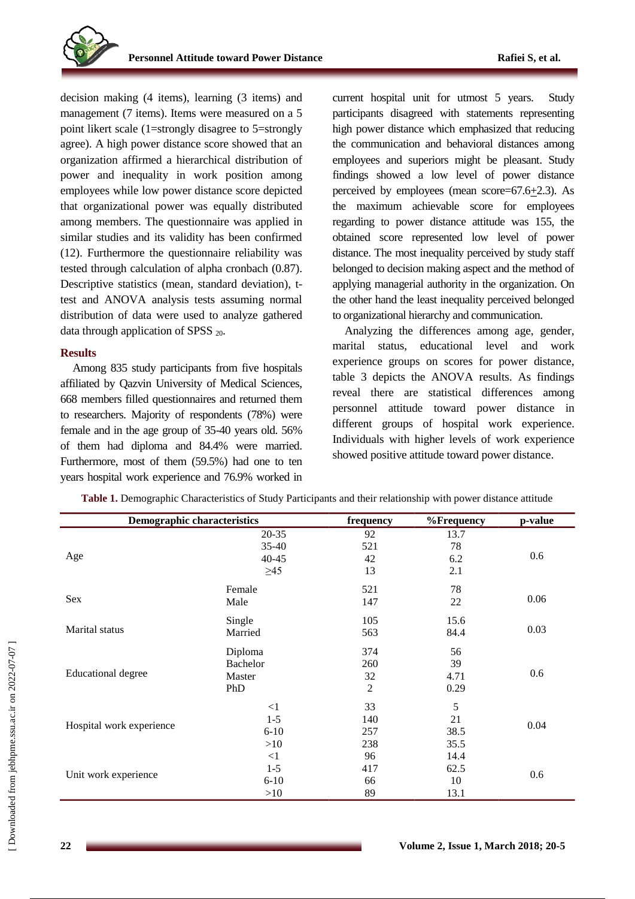decision making (4 items), learning (3 items) and management (7 items). Items were measured on a 5 point likert scale (1=strongly disagree to 5=strongly agree). A high power distance score showed that an organization affirmed a hierarchical distribution of power and inequality in work position among employees while low power distance score depicted that organizational power was equally distributed among members. The questionnaire was applied in similar studies and its validity has been confirmed (12). Furthermore the questionnaire reliability was tested through calculation of alpha cronbach (0.87). Descriptive statistics (mean, standard deviation), t-test and ANOVA analysis tests assuming normal distribution of data were used to analyze gathered data through application of SPSS $_{20}$.

### Results

Among 835 study participants from five hospitals affiliated by Qazvin University of Medical Sciences, 668 members filled questionnaires and returned them to researchers. Majority of respondents (78%) were female and in the age group of 35-40 years old. 56% of them had diploma and 84.4% were married. Furthermore, most of them (59.5%) had one to ten years hospital work experience and 76.9% worked in current hospital unit for utmost 5 years. Study participants disagreed with statements representing high power distance which emphasized that reducing the communication and behavioral distances among employees and superiors might be pleasant. Study findings showed a low level of power distance perceived by employees (mean score=67.6$\pm$2.3). As the maximum achievable score for employees regarding to power distance attitude was 155, the obtained score represented low level of power distance. The most inequality perceived by study staff belonged to decision making aspect and the method of applying managerial authority in the organization. On the other hand the least inequality perceived belonged to organizational hierarchy and communication.

Analyzing the differences among age, gender, marital status, educational level and work experience groups on scores for power distance, table 3 depicts the ANOVA results. As findings reveal there are statistical differences among personnel attitude toward power distance in different groups of hospital work experience. Individuals with higher levels of work experience showed positive attitude toward power distance.

**Table 1.** Demographic Characteristics of Study Participants and their relationship with power distance attitude

| Demographic characteristics | | frequency | %Frequency | p-value |
|---|---|---|---|---|
| Age | 20-35 | 92 | 13.7 | 0.6 |
| | 35-40 | 521 | 78 | |
| | 40-45 | 42 | 6.2 | |
| | ≥45 | 13 | 2.1 | |
| Sex | Female | 521 | 78 | 0.06 |
| | Male | 147 | 22 | |
| Marital status | Single | 105 | 15.6 | 0.03 |
| | Married | 563 | 84.4 | |
| Educational degree | Diploma | 374 | 56 | 0.6 |
| | Bachelor | 260 | 39 | |
| | Master | 32 | 4.71 | |
| | PhD | 2 | 0.29 | |
| Hospital work experience | <1 | 33 | 5 | 0.04 |
| | 1-5 | 140 | 21 | |
| | 6-10 | 257 | 38.5 | |
| | >10 | 238 | 35.5 | |
| Unit work experience | <1 | 96 | 14.4 | 0.6 |
| | 1-5 | 417 | 62.5 | |
| | 6-10 | 66 | 10 | |
| | >10 | 89 | 13.1 | |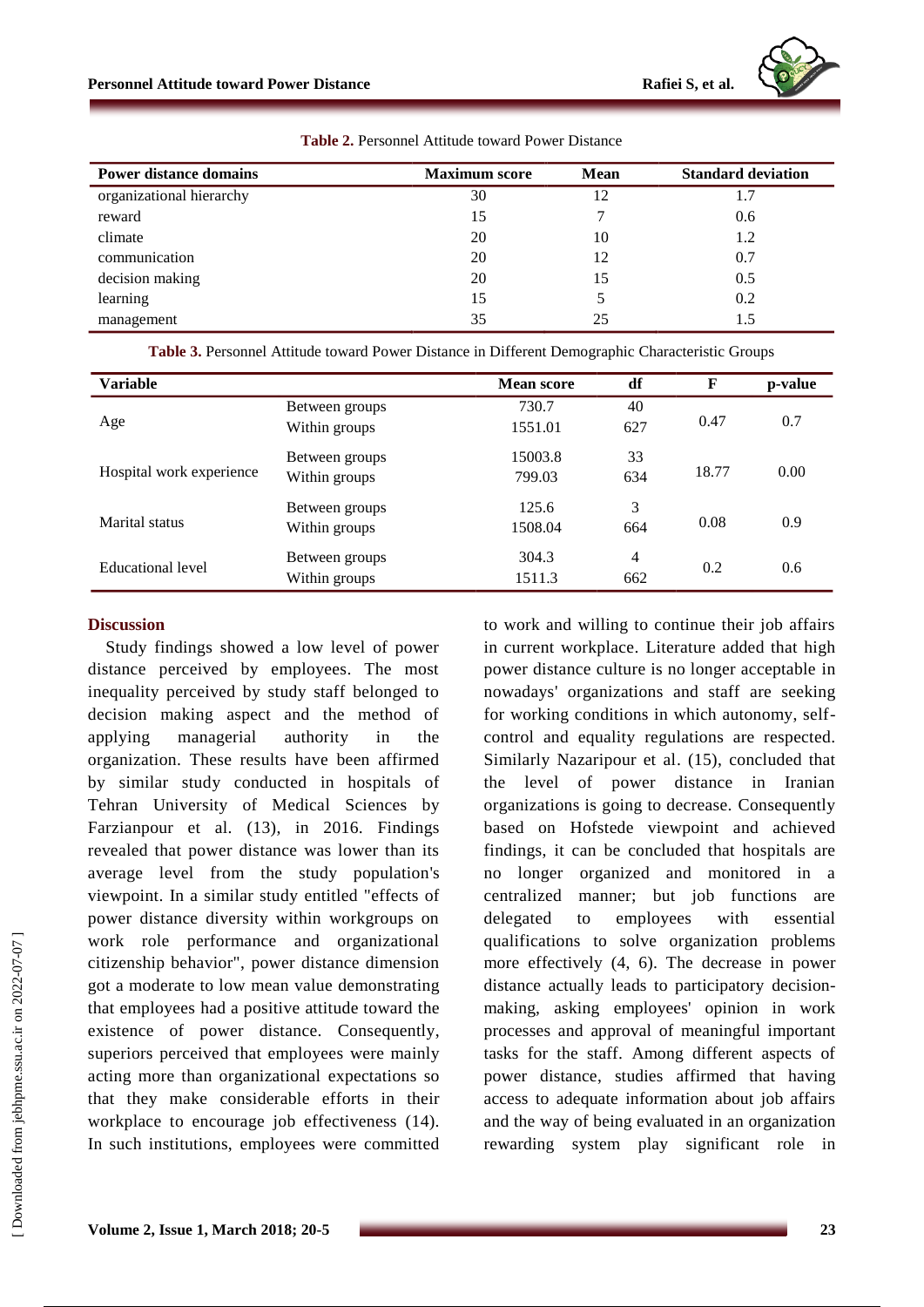**Table 2.** Personnel Attitude toward Power Distance

| Power distance domains | Maximum score | Mean | Standard deviation |
|---|---|---|---|
| organizational hierarchy | 30 | 12 | 1.7 |
| reward | 15 | 7 | 0.6 |
| climate | 20 | 10 | 1.2 |
| communication | 20 | 12 | 0.7 |
| decision making | 20 | 15 | 0.5 |
| learning | 15 | 5 | 0.2 |
| management | 35 | 25 | 1.5 |

**Table 3.** Personnel Attitude toward Power Distance in Different Demographic Characteristic Groups

| Variable | | Mean score | df | F | p-value |
|---|---|---|---|---|---|
| Age | Between groups | 730.7 | 40 | 0.47 | 0.7 |
| | Within groups | 1551.01 | 627 | | |
| Hospital work experience | Between groups | 15003.8 | 33 | 18.77 | 0.00 |
| | Within groups | 799.03 | 634 | | |
| Marital status | Between groups | 125.6 | 3 | 0.08 | 0.9 |
| | Within groups | 1508.04 | 664 | | |
| Educational level | Between groups | 304.3 | 4 | 0.2 | 0.6 |
| | Within groups | 1511.3 | 662 | | |

## Discussion

Study findings showed a low level of power distance perceived by employees. The most inequality perceived by study staff belonged to decision making aspect and the method of applying managerial authority in the organization. These results have been affirmed by similar study conducted in hospitals of Tehran University of Medical Sciences by Farzianpour et al. (13), in 2016. Findings revealed that power distance was lower than its average level from the study population's viewpoint. In a similar study entitled "effects of power distance diversity within workgroups on work role performance and organizational citizenship behavior", power distance dimension got a moderate to low mean value demonstrating that employees had a positive attitude toward the existence of power distance. Consequently, superiors perceived that employees were mainly acting more than organizational expectations so that they make considerable efforts in their workplace to encourage job effectiveness (14). In such institutions, employees were committed to work and willing to continue their job affairs in current workplace. Literature added that high power distance culture is no longer acceptable in nowadays' organizations and staff are seeking for working conditions in which autonomy, self-control and equality regulations are respected. Similarly Nazaripour et al. (15), concluded that the level of power distance in Iranian organizations is going to decrease. Consequently based on Hofstede viewpoint and achieved findings, it can be concluded that hospitals are no longer organized and monitored in a centralized manner; but job functions are delegated to employees with essential qualifications to solve organization problems more effectively (4, 6). The decrease in power distance actually leads to participatory decision-making, asking employees' opinion in work processes and approval of meaningful important tasks for the staff. Among different aspects of power distance, studies affirmed that having access to adequate information about job affairs and the way of being evaluated in an organization rewarding system play significant role in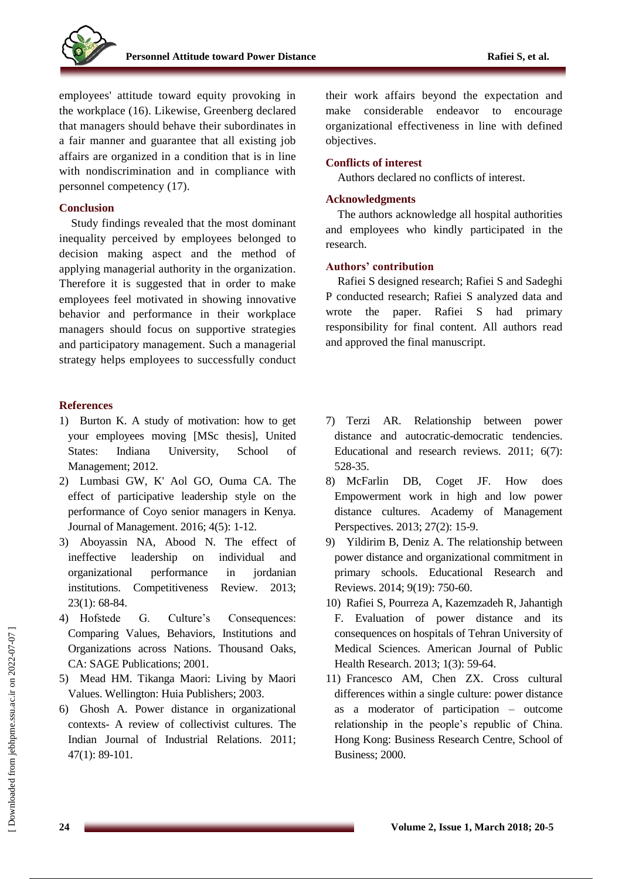employees' attitude toward equity provoking in the workplace (16). Likewise, Greenberg declared that managers should behave their subordinates in a fair manner and guarantee that all existing job affairs are organized in a condition that is in line with nondiscrimination and in compliance with personnel competency (17).

## Conclusion

Study findings revealed that the most dominant inequality perceived by employees belonged to decision making aspect and the method of applying managerial authority in the organization. Therefore it is suggested that in order to make employees feel motivated in showing innovative behavior and performance in their workplace managers should focus on supportive strategies and participatory management. Such a managerial strategy helps employees to successfully conduct their work affairs beyond the expectation and make considerable endeavor to encourage organizational effectiveness in line with defined objectives.

## Conflicts of interest

Authors declared no conflicts of interest.

## Acknowledgments

The authors acknowledge all hospital authorities and employees who kindly participated in the research.

## Authors' contribution

Rafiei S designed research; Rafiei S and Sadeghi P conducted research; Rafiei S analyzed data and wrote the paper. Rafiei S had primary responsibility for final content. All authors read and approved the final manuscript.

## References

1) Burton K. A study of motivation: how to get your employees moving [MSc thesis], United States: Indiana University, School of Management; 2012.
2) Lumbasi GW, K' Aol GO, Ouma CA. The effect of participative leadership style on the performance of Coyo senior managers in Kenya. Journal of Management. 2016; 4(5): 1-12.
3) Aboyassin NA, Abood N. The effect of ineffective leadership on individual and organizational performance in jordanian institutions. Competitiveness Review. 2013; 23(1): 68-84.
4) Hofstede G. Culture's Consequences: Comparing Values, Behaviors, Institutions and Organizations across Nations. Thousand Oaks, CA: SAGE Publications; 2001.
5) Mead HM. Tikanga Maori: Living by Maori Values. Wellington: Huia Publishers; 2003.
6) Ghosh A. Power distance in organizational contexts- A review of collectivist cultures. The Indian Journal of Industrial Relations. 2011; 47(1): 89-101.
7) Terzi AR. Relationship between power distance and autocratic-democratic tendencies. Educational and research reviews. 2011; 6(7): 528-35.
8) McFarlin DB, Coget JF. How does Empowerment work in high and low power distance cultures. Academy of Management Perspectives. 2013; 27(2): 15-9.
9) Yildirim B, Deniz A. The relationship between power distance and organizational commitment in primary schools. Educational Research and Reviews. 2014; 9(19): 750-60.
10) Rafiei S, Pourreza A, Kazemzadeh R, Jahantigh F. Evaluation of power distance and its consequences on hospitals of Tehran University of Medical Sciences. American Journal of Public Health Research. 2013; 1(3): 59-64.
11) Francesco AM, Chen ZX. Cross cultural differences within a single culture: power distance as a moderator of participation – outcome relationship in the people's republic of China. Hong Kong: Business Research Centre, School of Business; 2000.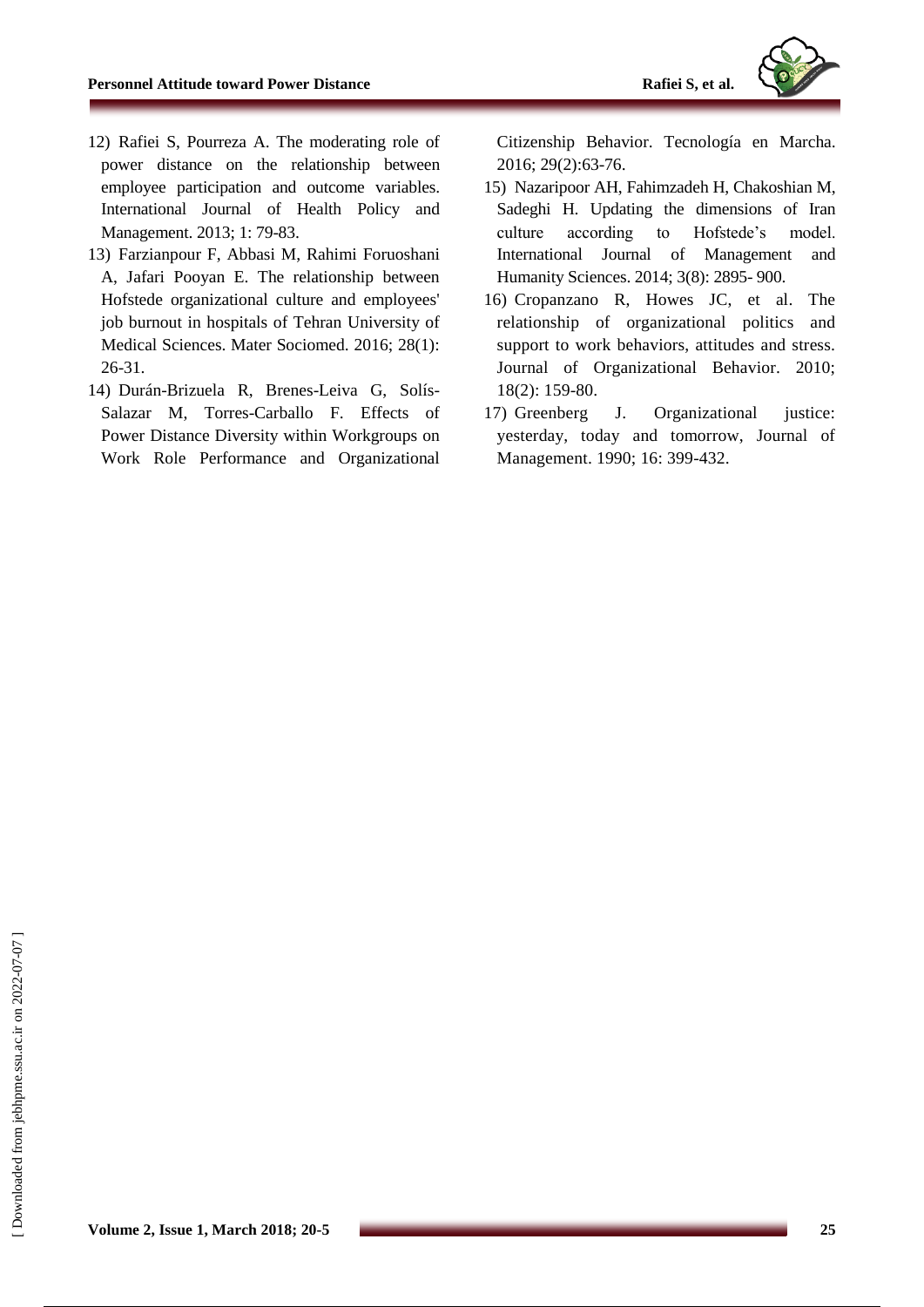12) Rafiei S, Pourreza A. The moderating role of power distance on the relationship between employee participation and outcome variables. International Journal of Health Policy and Management. 2013; 1: 79-83.

13) Farzianpour F, Abbasi M, Rahimi Foruoshani A, Jafari Pooyan E. The relationship between Hofstede organizational culture and employees' job burnout in hospitals of Tehran University of Medical Sciences. Mater Sociomed. 2016; 28(1): 26-31.

14) Durán-Brizuela R, Brenes-Leiva G, Solís-Salazar M, Torres-Carballo F. Effects of Power Distance Diversity within Workgroups on Work Role Performance and Organizational Citizenship Behavior. Tecnología en Marcha. 2016; 29(2):63-76.

15) Nazaripoor AH, Fahimzadeh H, Chakoshian M, Sadeghi H. Updating the dimensions of Iran culture according to Hofstede's model. International Journal of Management and Humanity Sciences. 2014; 3(8): 2895- 900.

16) Cropanzano R, Howes JC, et al. The relationship of organizational politics and support to work behaviors, attitudes and stress. Journal of Organizational Behavior. 2010; 18(2): 159-80.

17) Greenberg J. Organizational justice: yesterday, today and tomorrow, Journal of Management. 1990; 16: 399-432.